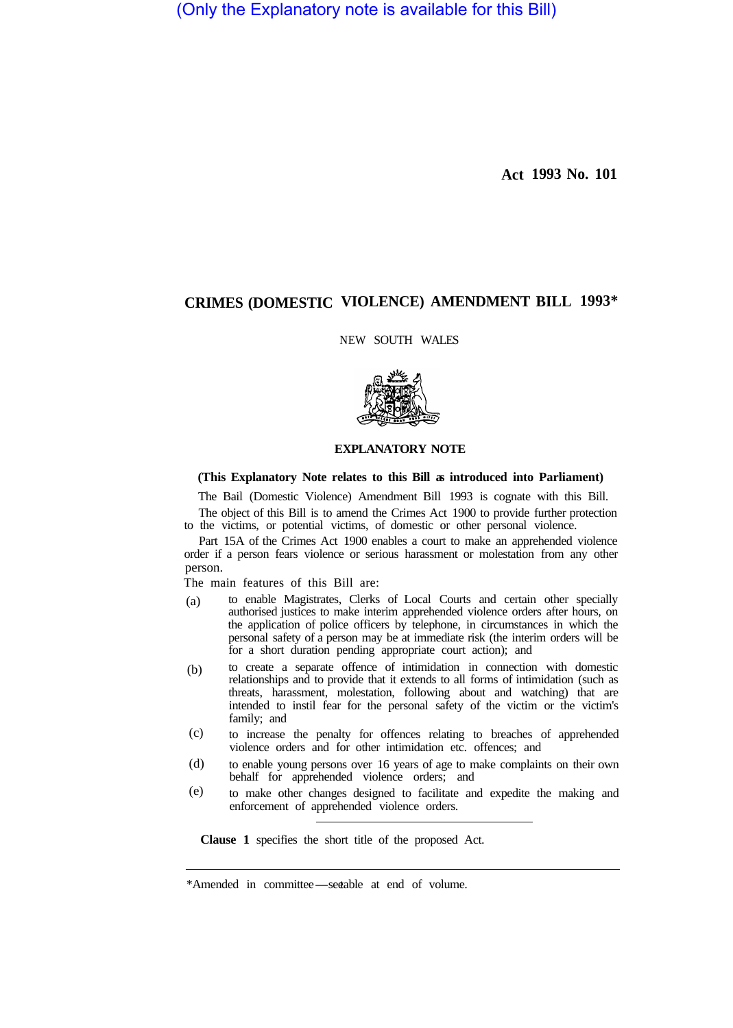(Only the Explanatory note is available for this Bill)

**Act 1993 No. 101**

# CRIMES (DOMESTIC VIOLENCE) AMENDMENT BILL 1993*

NEW SOUTH WALES

## EXPLANATORY NOTE

**(This Explanatory Note relates to this Bill as introduced into Parliament)**

The Bail (Domestic Violence) Amendment Bill 1993 is cognate with this Bill.

The object of this Bill is to amend the Crimes Act 1900 to provide further protection to the victims, or potential victims, of domestic or other personal violence.

Part 15A of the Crimes Act 1900 enables a court to make an apprehended violence order if a person fears violence or serious harassment or molestation from any other person.

The main features of this Bill are:

(a) to enable Magistrates, Clerks of Local Courts and certain other specially authorised justices to make interim apprehended violence orders after hours, on the application of police officers by telephone, in circumstances in which the personal safety of a person may be at immediate risk (the interim orders will be for a short duration pending appropriate court action); and

(b) to create a separate offence of intimidation in connection with domestic relationships and to provide that it extends to all forms of intimidation (such as threats, harassment, molestation, following about and watching) that are intended to instil fear for the personal safety of the victim or the victim's family; and

(c) to increase the penalty for offences relating to breaches of apprehended violence orders and for other intimidation etc. offences; and

(d) to enable young persons over 16 years of age to make complaints on their own behalf for apprehended violence orders; and

(e) to make other changes designed to facilitate and expedite the making and enforcement of apprehended violence orders.

---

**Clause 1** specifies the short title of the proposed Act.

---

*Amended in committee—see table at end of volume.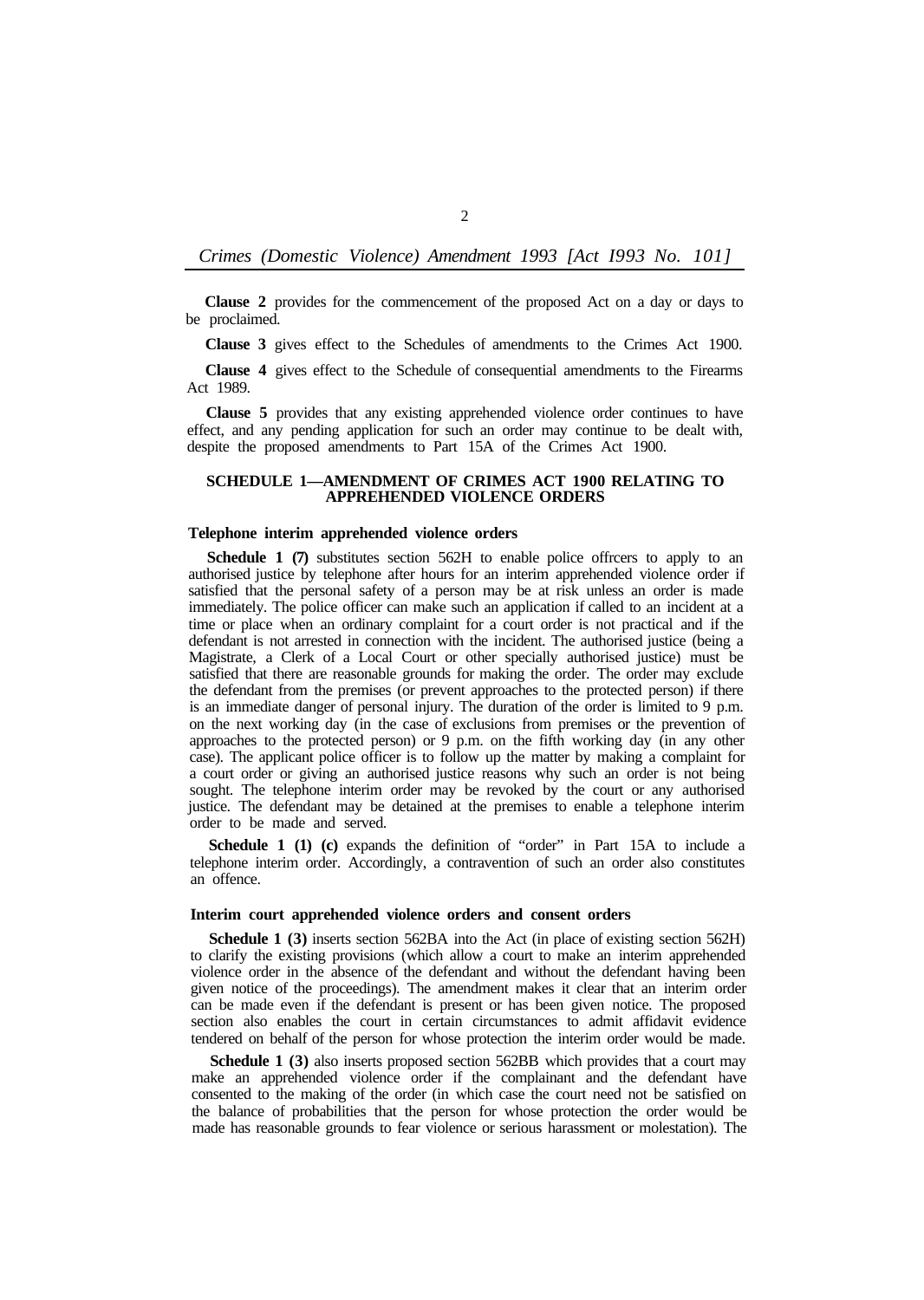**Clause 2** provides for the commencement of the proposed Act on a day or days to be proclaimed.

**Clause 3** gives effect to the Schedules of amendments to the Crimes Act 1900.

**Clause 4** gives effect to the Schedule of consequential amendments to the Firearms Act 1989.

**Clause 5** provides that any existing apprehended violence order continues to have effect, and any pending application for such an order may continue to be dealt with, despite the proposed amendments to Part 15A of the Crimes Act 1900.

## SCHEDULE 1—AMENDMENT OF CRIMES ACT 1900 RELATING TO APPREHENDED VIOLENCE ORDERS

### Telephone interim apprehended violence orders

**Schedule 1 (7)** substitutes section 562H to enable police offrcers to apply to an authorised justice by telephone after hours for an interim apprehended violence order if satisfied that the personal safety of a person may be at risk unless an order is made immediately. The police officer can make such an application if called to an incident at a time or place when an ordinary complaint for a court order is not practical and if the defendant is not arrested in connection with the incident. The authorised justice (being a Magistrate, a Clerk of a Local Court or other specially authorised justice) must be satisfied that there are reasonable grounds for making the order. The order may exclude the defendant from the premises (or prevent approaches to the protected person) if there is an immediate danger of personal injury. The duration of the order is limited to 9 p.m. on the next working day (in the case of exclusions from premises or the prevention of approaches to the protected person) or 9 p.m. on the fifth working day (in any other case). The applicant police officer is to follow up the matter by making a complaint for a court order or giving an authorised justice reasons why such an order is not being sought. The telephone interim order may be revoked by the court or any authorised justice. The defendant may be detained at the premises to enable a telephone interim order to be made and served.

**Schedule 1 (1) (c)** expands the definition of "order" in Part 15A to include a telephone interim order. Accordingly, a contravention of such an order also constitutes an offence.

### Interim court apprehended violence orders and consent orders

**Schedule 1 (3)** inserts section 562BA into the Act (in place of existing section 562H) to clarify the existing provisions (which allow a court to make an interim apprehended violence order in the absence of the defendant and without the defendant having been given notice of the proceedings). The amendment makes it clear that an interim order can be made even if the defendant is present or has been given notice. The proposed section also enables the court in certain circumstances to admit affidavit evidence tendered on behalf of the person for whose protection the interim order would be made.

**Schedule 1 (3)** also inserts proposed section 562BB which provides that a court may make an apprehended violence order if the complainant and the defendant have consented to the making of the order (in which case the court need not be satisfied on the balance of probabilities that the person for whose protection the order would be made has reasonable grounds to fear violence or serious harassment or molestation). The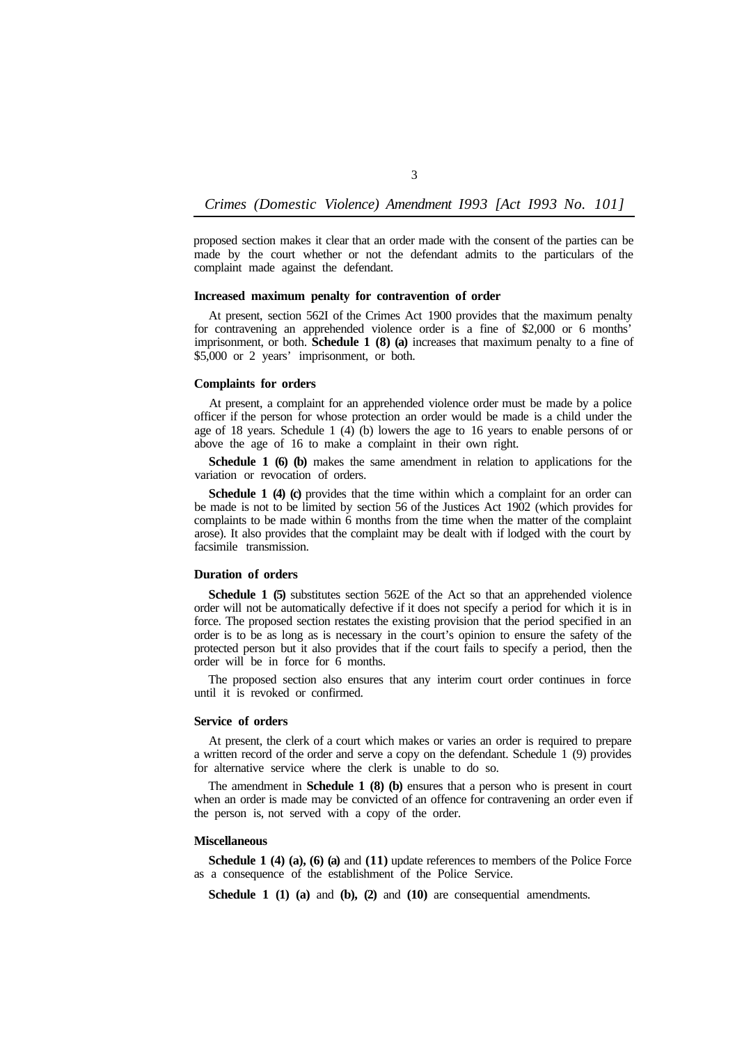proposed section makes it clear that an order made with the consent of the parties can be made by the court whether or not the defendant admits to the particulars of the complaint made against the defendant.

### Increased maximum penalty for contravention of order

At present, section 562I of the Crimes Act 1900 provides that the maximum penalty for contravening an apprehended violence order is a fine of $2,000 or 6 months' imprisonment, or both. **Schedule 1 (8) (a)** increases that maximum penalty to a fine of $5,000 or 2 years' imprisonment, or both.

### Complaints for orders

At present, a complaint for an apprehended violence order must be made by a police officer if the person for whose protection an order would be made is a child under the age of 18 years. Schedule 1 (4) (b) lowers the age to 16 years to enable persons of or above the age of 16 to make a complaint in their own right.

**Schedule 1 (6) (b)** makes the same amendment in relation to applications for the variation or revocation of orders.

**Schedule 1 (4) (c)** provides that the time within which a complaint for an order can be made is not to be limited by section 56 of the Justices Act 1902 (which provides for complaints to be made within 6 months from the time when the matter of the complaint arose). It also provides that the complaint may be dealt with if lodged with the court by facsimile transmission.

### Duration of orders

**Schedule 1 (5)** substitutes section 562E of the Act so that an apprehended violence order will not be automatically defective if it does not specify a period for which it is in force. The proposed section restates the existing provision that the period specified in an order is to be as long as is necessary in the court's opinion to ensure the safety of the protected person but it also provides that if the court fails to specify a period, then the order will be in force for 6 months.

The proposed section also ensures that any interim court order continues in force until it is revoked or confirmed.

### Service of orders

At present, the clerk of a court which makes or varies an order is required to prepare a written record of the order and serve a copy on the defendant. Schedule 1 (9) provides for alternative service where the clerk is unable to do so.

The amendment in **Schedule 1 (8) (b)** ensures that a person who is present in court when an order is made may be convicted of an offence for contravening an order even if the person is, not served with a copy of the order.

### Miscellaneous

**Schedule 1 (4) (a), (6) (a)** and **(11)** update references to members of the Police Force as a consequence of the establishment of the Police Service.

**Schedule 1 (1) (a)** and **(b), (2)** and **(10)** are consequential amendments.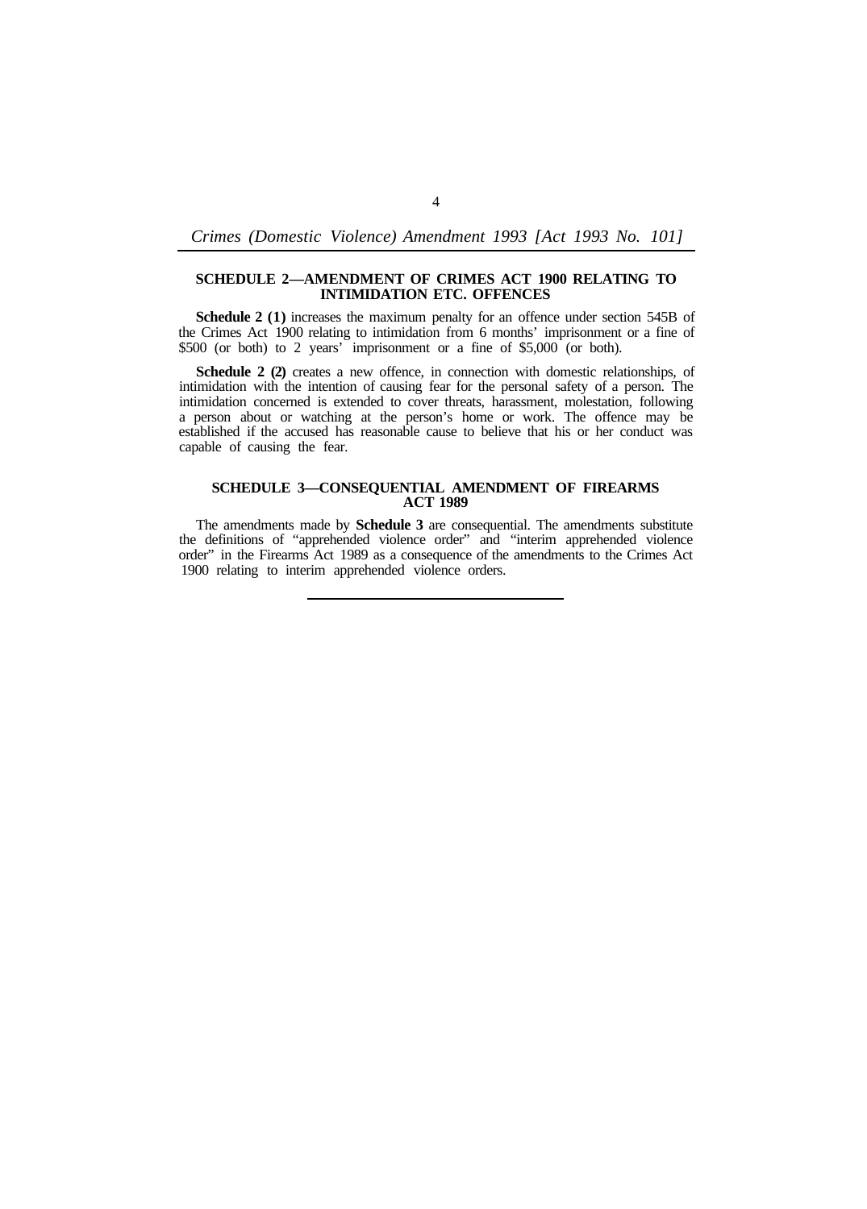## SCHEDULE 2—AMENDMENT OF CRIMES ACT 1900 RELATING TO INTIMIDATION ETC. OFFENCES

**Schedule 2 (1)** increases the maximum penalty for an offence under section 545B of the Crimes Act 1900 relating to intimidation from 6 months' imprisonment or a fine of $500 (or both) to 2 years' imprisonment or a fine of $5,000 (or both).

**Schedule 2 (2)** creates a new offence, in connection with domestic relationships, of intimidation with the intention of causing fear for the personal safety of a person. The intimidation concerned is extended to cover threats, harassment, molestation, following a person about or watching at the person's home or work. The offence may be established if the accused has reasonable cause to believe that his or her conduct was capable of causing the fear.

## SCHEDULE 3—CONSEQUENTIAL AMENDMENT OF FIREARMS ACT 1989

The amendments made by **Schedule 3** are consequential. The amendments substitute the definitions of "apprehended violence order" and "interim apprehended violence order" in the Firearms Act 1989 as a consequence of the amendments to the Crimes Act 1900 relating to interim apprehended violence orders.